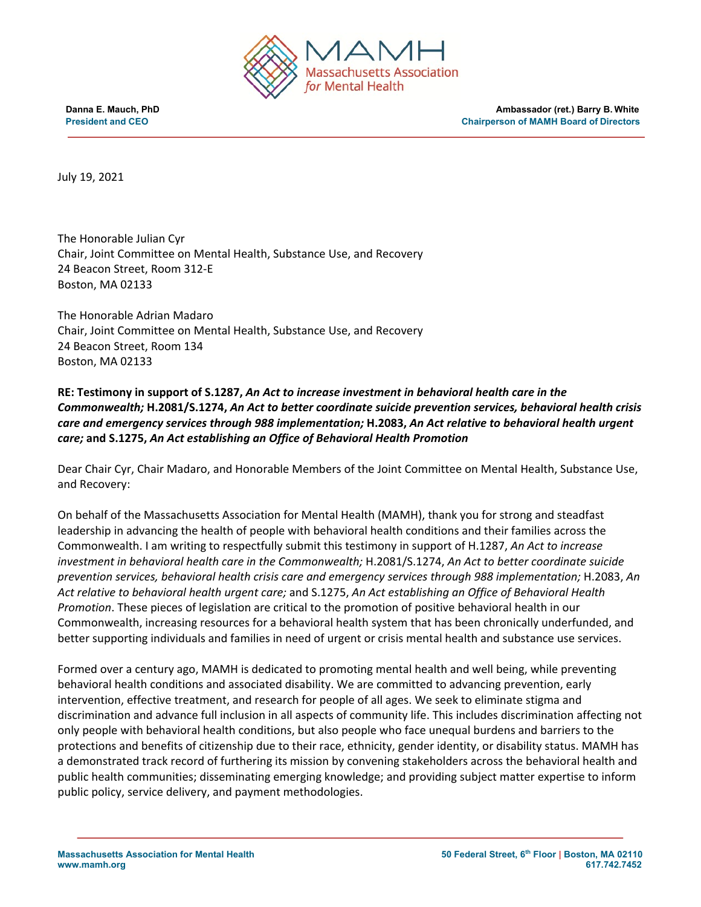**MAMH**
Massachusetts Association *for* Mental Health

**Danna E. Mauch, PhD**
**President and CEO**

**Ambassador (ret.) Barry B. White**
**Chairperson of MAMH Board of Directors**

July 19, 2021

The Honorable Julian Cyr
Chair, Joint Committee on Mental Health, Substance Use, and Recovery
24 Beacon Street, Room 312-E
Boston, MA 02133

The Honorable Adrian Madaro
Chair, Joint Committee on Mental Health, Substance Use, and Recovery
24 Beacon Street, Room 134
Boston, MA 02133

**RE: Testimony in support of S.1287, *An Act to increase investment in behavioral health care in the Commonwealth;* H.2081/S.1274, *An Act to better coordinate suicide prevention services, behavioral health crisis care and emergency services through 988 implementation;* H.2083, *An Act relative to behavioral health urgent care;* and S.1275, *An Act establishing an Office of Behavioral Health Promotion***

Dear Chair Cyr, Chair Madaro, and Honorable Members of the Joint Committee on Mental Health, Substance Use, and Recovery:

On behalf of the Massachusetts Association for Mental Health (MAMH), thank you for strong and steadfast leadership in advancing the health of people with behavioral health conditions and their families across the Commonwealth. I am writing to respectfully submit this testimony in support of H.1287, *An Act to increase investment in behavioral health care in the Commonwealth;* H.2081/S.1274, *An Act to better coordinate suicide prevention services, behavioral health crisis care and emergency services through 988 implementation;* H.2083, *An Act relative to behavioral health urgent care;* and S.1275, *An Act establishing an Office of Behavioral Health Promotion*. These pieces of legislation are critical to the promotion of positive behavioral health in our Commonwealth, increasing resources for a behavioral health system that has been chronically underfunded, and better supporting individuals and families in need of urgent or crisis mental health and substance use services.

Formed over a century ago, MAMH is dedicated to promoting mental health and well being, while preventing behavioral health conditions and associated disability. We are committed to advancing prevention, early intervention, effective treatment, and research for people of all ages. We seek to eliminate stigma and discrimination and advance full inclusion in all aspects of community life. This includes discrimination affecting not only people with behavioral health conditions, but also people who face unequal burdens and barriers to the protections and benefits of citizenship due to their race, ethnicity, gender identity, or disability status. MAMH has a demonstrated track record of furthering its mission by convening stakeholders across the behavioral health and public health communities; disseminating emerging knowledge; and providing subject matter expertise to inform public policy, service delivery, and payment methodologies.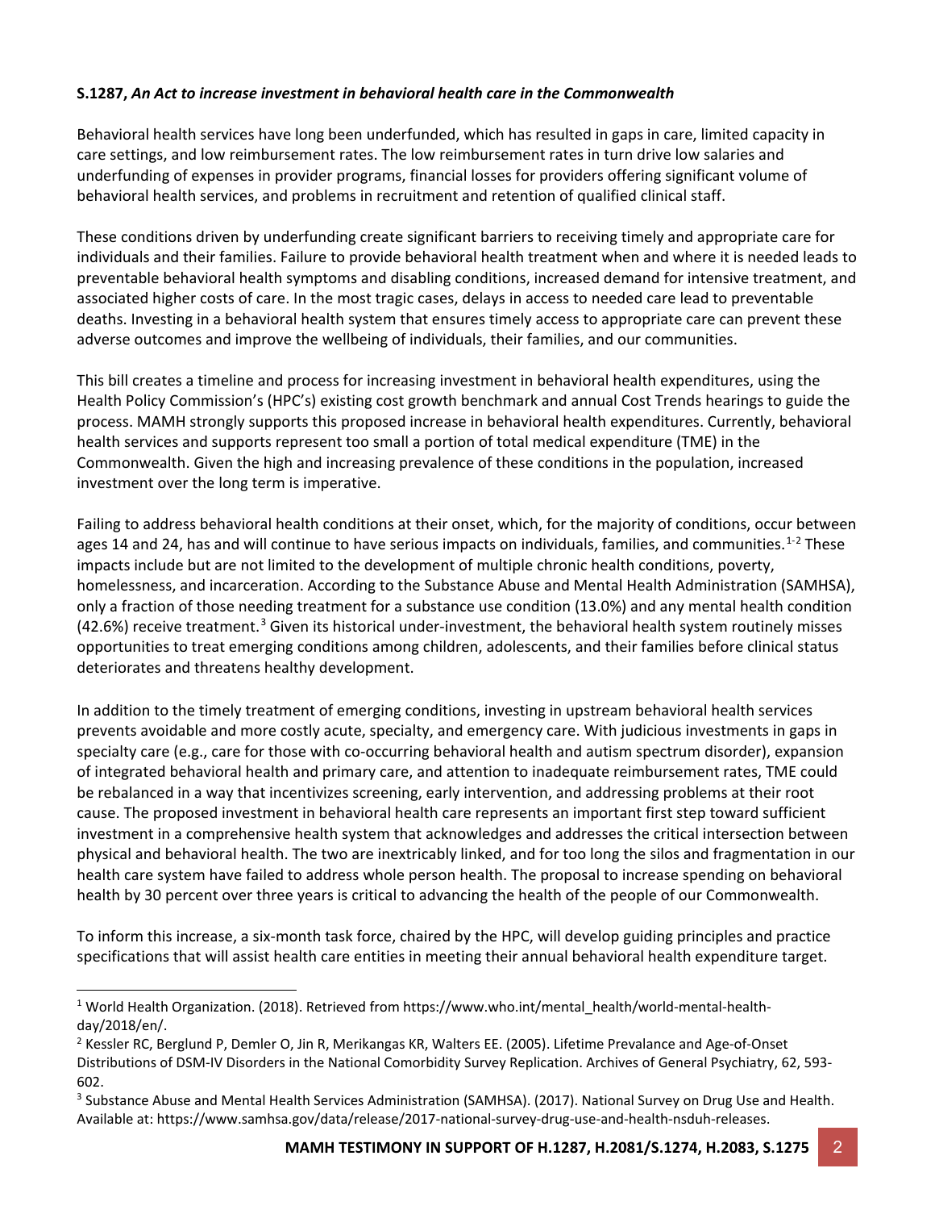**S.1287, *An Act to increase investment in behavioral health care in the Commonwealth***

Behavioral health services have long been underfunded, which has resulted in gaps in care, limited capacity in care settings, and low reimbursement rates. The low reimbursement rates in turn drive low salaries and underfunding of expenses in provider programs, financial losses for providers offering significant volume of behavioral health services, and problems in recruitment and retention of qualified clinical staff.

These conditions driven by underfunding create significant barriers to receiving timely and appropriate care for individuals and their families. Failure to provide behavioral health treatment when and where it is needed leads to preventable behavioral health symptoms and disabling conditions, increased demand for intensive treatment, and associated higher costs of care. In the most tragic cases, delays in access to needed care lead to preventable deaths. Investing in a behavioral health system that ensures timely access to appropriate care can prevent these adverse outcomes and improve the wellbeing of individuals, their families, and our communities.

This bill creates a timeline and process for increasing investment in behavioral health expenditures, using the Health Policy Commission's (HPC's) existing cost growth benchmark and annual Cost Trends hearings to guide the process. MAMH strongly supports this proposed increase in behavioral health expenditures. Currently, behavioral health services and supports represent too small a portion of total medical expenditure (TME) in the Commonwealth. Given the high and increasing prevalence of these conditions in the population, increased investment over the long term is imperative.

Failing to address behavioral health conditions at their onset, which, for the majority of conditions, occur between ages 14 and 24, has and will continue to have serious impacts on individuals, families, and communities.[1-2] These impacts include but are not limited to the development of multiple chronic health conditions, poverty, homelessness, and incarceration. According to the Substance Abuse and Mental Health Administration (SAMHSA), only a fraction of those needing treatment for a substance use condition (13.0%) and any mental health condition (42.6%) receive treatment.[3] Given its historical under-investment, the behavioral health system routinely misses opportunities to treat emerging conditions among children, adolescents, and their families before clinical status deteriorates and threatens healthy development.

In addition to the timely treatment of emerging conditions, investing in upstream behavioral health services prevents avoidable and more costly acute, specialty, and emergency care. With judicious investments in gaps in specialty care (e.g., care for those with co-occurring behavioral health and autism spectrum disorder), expansion of integrated behavioral health and primary care, and attention to inadequate reimbursement rates, TME could be rebalanced in a way that incentivizes screening, early intervention, and addressing problems at their root cause. The proposed investment in behavioral health care represents an important first step toward sufficient investment in a comprehensive health system that acknowledges and addresses the critical intersection between physical and behavioral health. The two are inextricably linked, and for too long the silos and fragmentation in our health care system have failed to address whole person health. The proposal to increase spending on behavioral health by 30 percent over three years is critical to advancing the health of the people of our Commonwealth.

To inform this increase, a six-month task force, chaired by the HPC, will develop guiding principles and practice specifications that will assist health care entities in meeting their annual behavioral health expenditure target.

---

[1] World Health Organization. (2018). Retrieved from https://www.who.int/mental_health/world-mental-health-day/2018/en/.

[2] Kessler RC, Berglund P, Demler O, Jin R, Merikangas KR, Walters EE. (2005). Lifetime Prevalance and Age-of-Onset Distributions of DSM-IV Disorders in the National Comorbidity Survey Replication. Archives of General Psychiatry, 62, 593-602.

[3] Substance Abuse and Mental Health Services Administration (SAMHSA). (2017). National Survey on Drug Use and Health. Available at: https://www.samhsa.gov/data/release/2017-national-survey-drug-use-and-health-nsduh-releases.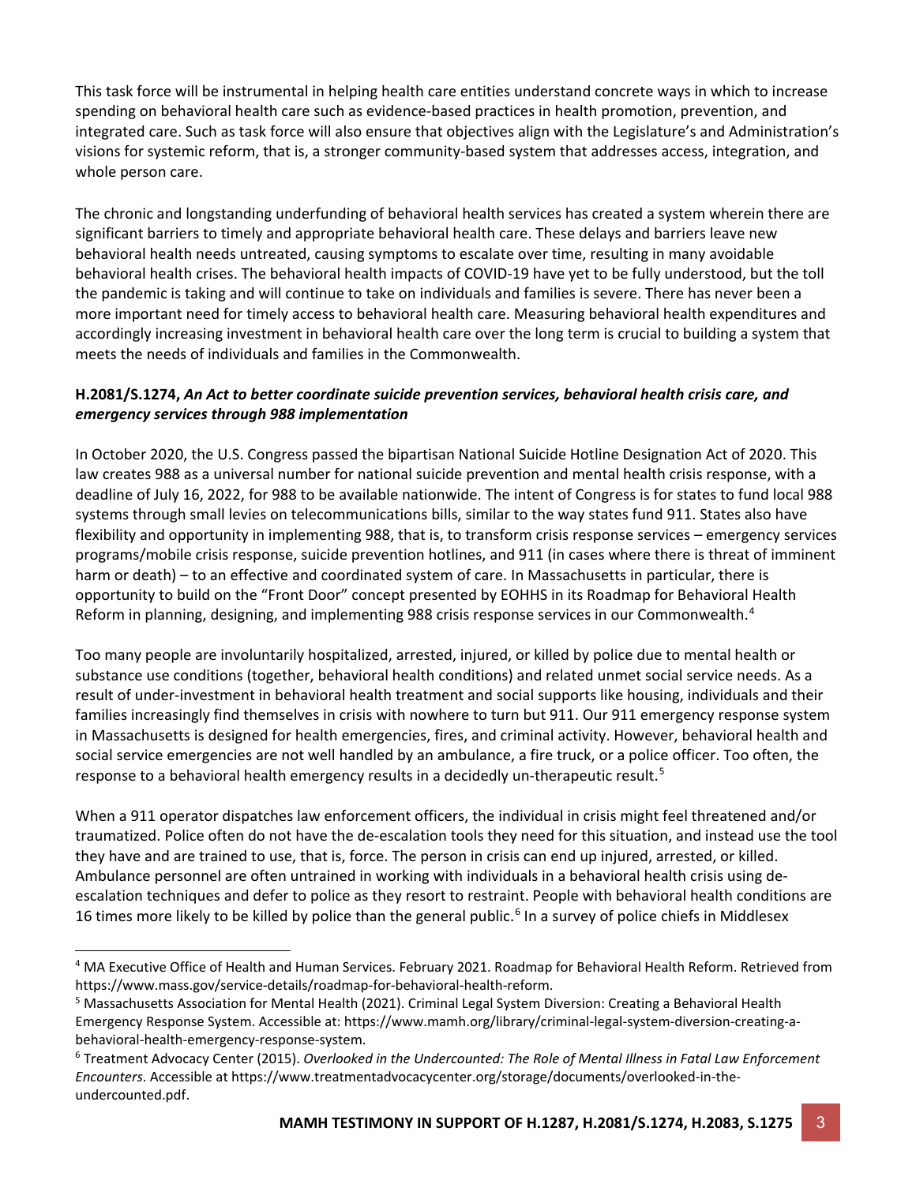This task force will be instrumental in helping health care entities understand concrete ways in which to increase spending on behavioral health care such as evidence-based practices in health promotion, prevention, and integrated care. Such as task force will also ensure that objectives align with the Legislature's and Administration's visions for systemic reform, that is, a stronger community-based system that addresses access, integration, and whole person care.

The chronic and longstanding underfunding of behavioral health services has created a system wherein there are significant barriers to timely and appropriate behavioral health care. These delays and barriers leave new behavioral health needs untreated, causing symptoms to escalate over time, resulting in many avoidable behavioral health crises. The behavioral health impacts of COVID-19 have yet to be fully understood, but the toll the pandemic is taking and will continue to take on individuals and families is severe. There has never been a more important need for timely access to behavioral health care. Measuring behavioral health expenditures and accordingly increasing investment in behavioral health care over the long term is crucial to building a system that meets the needs of individuals and families in the Commonwealth.

### H.2081/S.1274, *An Act to better coordinate suicide prevention services, behavioral health crisis care, and emergency services through 988 implementation*

In October 2020, the U.S. Congress passed the bipartisan National Suicide Hotline Designation Act of 2020. This law creates 988 as a universal number for national suicide prevention and mental health crisis response, with a deadline of July 16, 2022, for 988 to be available nationwide. The intent of Congress is for states to fund local 988 systems through small levies on telecommunications bills, similar to the way states fund 911. States also have flexibility and opportunity in implementing 988, that is, to transform crisis response services – emergency services programs/mobile crisis response, suicide prevention hotlines, and 911 (in cases where there is threat of imminent harm or death) – to an effective and coordinated system of care. In Massachusetts in particular, there is opportunity to build on the "Front Door" concept presented by EOHHS in its Roadmap for Behavioral Health Reform in planning, designing, and implementing 988 crisis response services in our Commonwealth.[4]

Too many people are involuntarily hospitalized, arrested, injured, or killed by police due to mental health or substance use conditions (together, behavioral health conditions) and related unmet social service needs. As a result of under-investment in behavioral health treatment and social supports like housing, individuals and their families increasingly find themselves in crisis with nowhere to turn but 911. Our 911 emergency response system in Massachusetts is designed for health emergencies, fires, and criminal activity. However, behavioral health and social service emergencies are not well handled by an ambulance, a fire truck, or a police officer. Too often, the response to a behavioral health emergency results in a decidedly un-therapeutic result.[5]

When a 911 operator dispatches law enforcement officers, the individual in crisis might feel threatened and/or traumatized. Police often do not have the de-escalation tools they need for this situation, and instead use the tool they have and are trained to use, that is, force. The person in crisis can end up injured, arrested, or killed. Ambulance personnel are often untrained in working with individuals in a behavioral health crisis using de-escalation techniques and defer to police as they resort to restraint. People with behavioral health conditions are 16 times more likely to be killed by police than the general public.[6] In a survey of police chiefs in Middlesex

---

[4] MA Executive Office of Health and Human Services. February 2021. Roadmap for Behavioral Health Reform. Retrieved from https://www.mass.gov/service-details/roadmap-for-behavioral-health-reform.

[5] Massachusetts Association for Mental Health (2021). Criminal Legal System Diversion: Creating a Behavioral Health Emergency Response System. Accessible at: https://www.mamh.org/library/criminal-legal-system-diversion-creating-a-behavioral-health-emergency-response-system.

[6] Treatment Advocacy Center (2015). *Overlooked in the Undercounted: The Role of Mental Illness in Fatal Law Enforcement Encounters*. Accessible at https://www.treatmentadvocacycenter.org/storage/documents/overlooked-in-the-undercounted.pdf.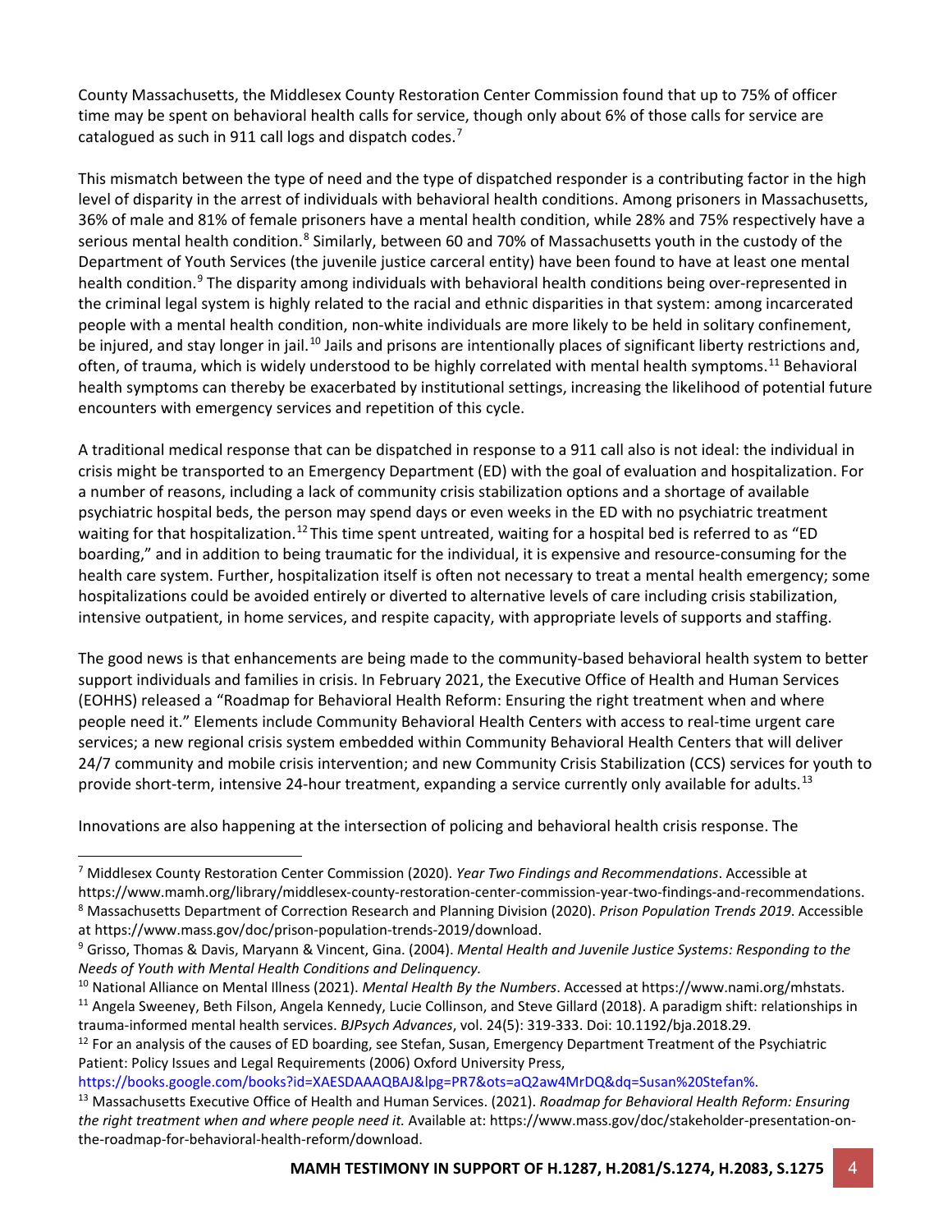County Massachusetts, the Middlesex County Restoration Center Commission found that up to 75% of officer time may be spent on behavioral health calls for service, though only about 6% of those calls for service are catalogued as such in 911 call logs and dispatch codes.[7]

This mismatch between the type of need and the type of dispatched responder is a contributing factor in the high level of disparity in the arrest of individuals with behavioral health conditions. Among prisoners in Massachusetts, 36% of male and 81% of female prisoners have a mental health condition, while 28% and 75% respectively have a serious mental health condition.[8] Similarly, between 60 and 70% of Massachusetts youth in the custody of the Department of Youth Services (the juvenile justice carceral entity) have been found to have at least one mental health condition.[9] The disparity among individuals with behavioral health conditions being over-represented in the criminal legal system is highly related to the racial and ethnic disparities in that system: among incarcerated people with a mental health condition, non-white individuals are more likely to be held in solitary confinement, be injured, and stay longer in jail.[10] Jails and prisons are intentionally places of significant liberty restrictions and, often, of trauma, which is widely understood to be highly correlated with mental health symptoms.[11] Behavioral health symptoms can thereby be exacerbated by institutional settings, increasing the likelihood of potential future encounters with emergency services and repetition of this cycle.

A traditional medical response that can be dispatched in response to a 911 call also is not ideal: the individual in crisis might be transported to an Emergency Department (ED) with the goal of evaluation and hospitalization. For a number of reasons, including a lack of community crisis stabilization options and a shortage of available psychiatric hospital beds, the person may spend days or even weeks in the ED with no psychiatric treatment waiting for that hospitalization.[12] This time spent untreated, waiting for a hospital bed is referred to as "ED boarding," and in addition to being traumatic for the individual, it is expensive and resource-consuming for the health care system. Further, hospitalization itself is often not necessary to treat a mental health emergency; some hospitalizations could be avoided entirely or diverted to alternative levels of care including crisis stabilization, intensive outpatient, in home services, and respite capacity, with appropriate levels of supports and staffing.

The good news is that enhancements are being made to the community-based behavioral health system to better support individuals and families in crisis. In February 2021, the Executive Office of Health and Human Services (EOHHS) released a "Roadmap for Behavioral Health Reform: Ensuring the right treatment when and where people need it." Elements include Community Behavioral Health Centers with access to real-time urgent care services; a new regional crisis system embedded within Community Behavioral Health Centers that will deliver 24/7 community and mobile crisis intervention; and new Community Crisis Stabilization (CCS) services for youth to provide short-term, intensive 24-hour treatment, expanding a service currently only available for adults.[13]

Innovations are also happening at the intersection of policing and behavioral health crisis response. The

---

[7] Middlesex County Restoration Center Commission (2020). *Year Two Findings and Recommendations*. Accessible at https://www.mamh.org/library/middlesex-county-restoration-center-commission-year-two-findings-and-recommendations.

[8] Massachusetts Department of Correction Research and Planning Division (2020). *Prison Population Trends 2019*. Accessible at https://www.mass.gov/doc/prison-population-trends-2019/download.

[9] Grisso, Thomas & Davis, Maryann & Vincent, Gina. (2004). *Mental Health and Juvenile Justice Systems: Responding to the Needs of Youth with Mental Health Conditions and Delinquency.*

[10] National Alliance on Mental Illness (2021). *Mental Health By the Numbers*. Accessed at https://www.nami.org/mhstats.

[11] Angela Sweeney, Beth Filson, Angela Kennedy, Lucie Collinson, and Steve Gillard (2018). A paradigm shift: relationships in trauma-informed mental health services. *BJPsych Advances*, vol. 24(5): 319-333. Doi: 10.1192/bja.2018.29.

[12] For an analysis of the causes of ED boarding, see Stefan, Susan, Emergency Department Treatment of the Psychiatric Patient: Policy Issues and Legal Requirements (2006) Oxford University Press, https://books.google.com/books?id=XAESDAAAQBAJ&lpg=PR7&ots=aQ2aw4MrDQ&dq=Susan%20Stefan%.

[13] Massachusetts Executive Office of Health and Human Services. (2021). *Roadmap for Behavioral Health Reform: Ensuring the right treatment when and where people need it.* Available at: https://www.mass.gov/doc/stakeholder-presentation-on-the-roadmap-for-behavioral-health-reform/download.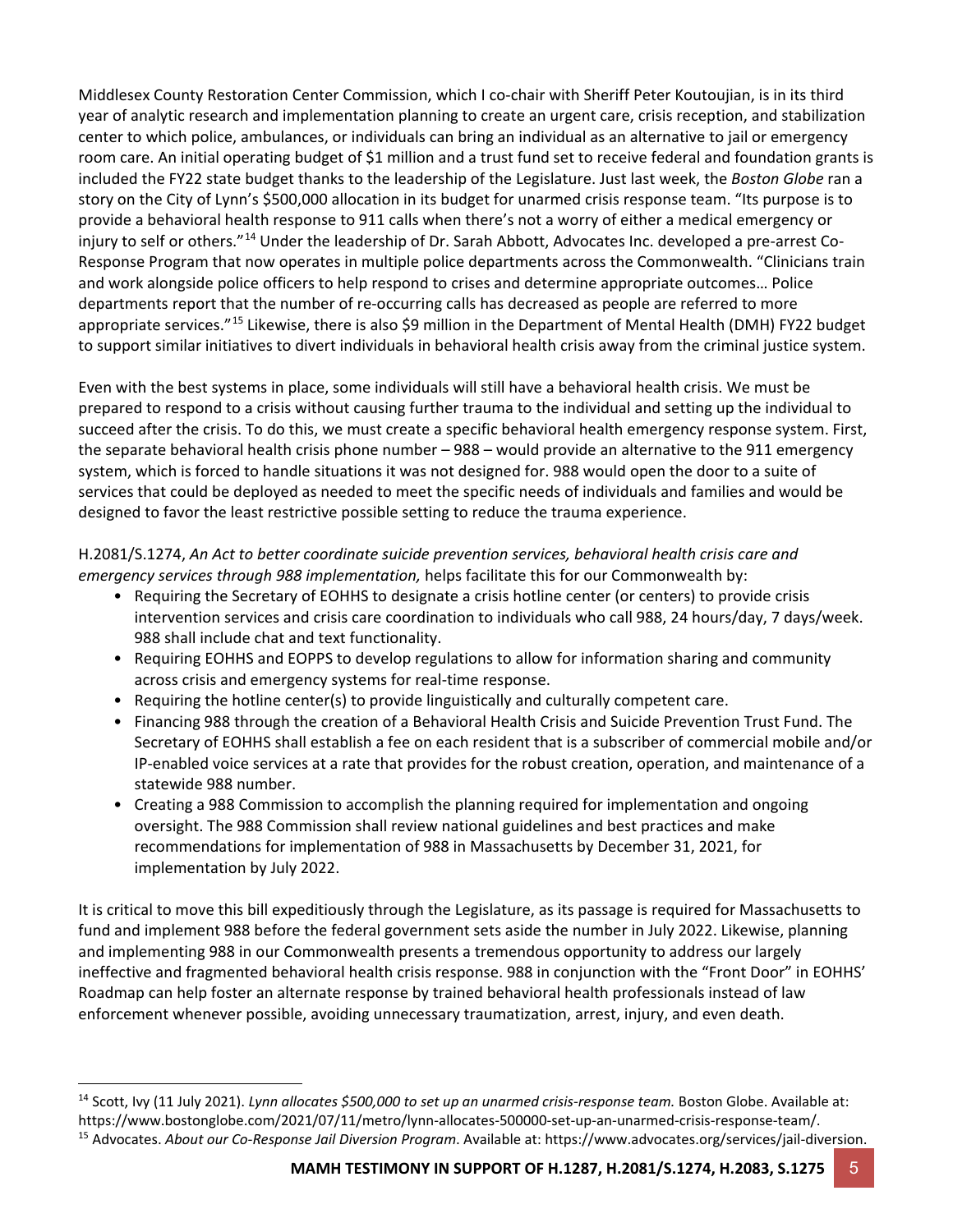Middlesex County Restoration Center Commission, which I co-chair with Sheriff Peter Koutoujian, is in its third year of analytic research and implementation planning to create an urgent care, crisis reception, and stabilization center to which police, ambulances, or individuals can bring an individual as an alternative to jail or emergency room care. An initial operating budget of $1 million and a trust fund set to receive federal and foundation grants is included the FY22 state budget thanks to the leadership of the Legislature. Just last week, the *Boston Globe* ran a story on the City of Lynn's $500,000 allocation in its budget for unarmed crisis response team. "Its purpose is to provide a behavioral health response to 911 calls when there's not a worry of either a medical emergency or injury to self or others."[14] Under the leadership of Dr. Sarah Abbott, Advocates Inc. developed a pre-arrest Co-Response Program that now operates in multiple police departments across the Commonwealth. "Clinicians train and work alongside police officers to help respond to crises and determine appropriate outcomes… Police departments report that the number of re-occurring calls has decreased as people are referred to more appropriate services."[15] Likewise, there is also $9 million in the Department of Mental Health (DMH) FY22 budget to support similar initiatives to divert individuals in behavioral health crisis away from the criminal justice system.

Even with the best systems in place, some individuals will still have a behavioral health crisis. We must be prepared to respond to a crisis without causing further trauma to the individual and setting up the individual to succeed after the crisis. To do this, we must create a specific behavioral health emergency response system. First, the separate behavioral health crisis phone number – 988 – would provide an alternative to the 911 emergency system, which is forced to handle situations it was not designed for. 988 would open the door to a suite of services that could be deployed as needed to meet the specific needs of individuals and families and would be designed to favor the least restrictive possible setting to reduce the trauma experience.

H.2081/S.1274, *An Act to better coordinate suicide prevention services, behavioral health crisis care and emergency services through 988 implementation,* helps facilitate this for our Commonwealth by:

- Requiring the Secretary of EOHHS to designate a crisis hotline center (or centers) to provide crisis intervention services and crisis care coordination to individuals who call 988, 24 hours/day, 7 days/week. 988 shall include chat and text functionality.
- Requiring EOHHS and EOPPS to develop regulations to allow for information sharing and community across crisis and emergency systems for real-time response.
- Requiring the hotline center(s) to provide linguistically and culturally competent care.
- Financing 988 through the creation of a Behavioral Health Crisis and Suicide Prevention Trust Fund. The Secretary of EOHHS shall establish a fee on each resident that is a subscriber of commercial mobile and/or IP-enabled voice services at a rate that provides for the robust creation, operation, and maintenance of a statewide 988 number.
- Creating a 988 Commission to accomplish the planning required for implementation and ongoing oversight. The 988 Commission shall review national guidelines and best practices and make recommendations for implementation of 988 in Massachusetts by December 31, 2021, for implementation by July 2022.

It is critical to move this bill expeditiously through the Legislature, as its passage is required for Massachusetts to fund and implement 988 before the federal government sets aside the number in July 2022. Likewise, planning and implementing 988 in our Commonwealth presents a tremendous opportunity to address our largely ineffective and fragmented behavioral health crisis response. 988 in conjunction with the "Front Door" in EOHHS' Roadmap can help foster an alternate response by trained behavioral health professionals instead of law enforcement whenever possible, avoiding unnecessary traumatization, arrest, injury, and even death.

---

[14] Scott, Ivy (11 July 2021). *Lynn allocates $500,000 to set up an unarmed crisis-response team.* Boston Globe. Available at: https://www.bostonglobe.com/2021/07/11/metro/lynn-allocates-500000-set-up-an-unarmed-crisis-response-team/.

[15] Advocates. *About our Co-Response Jail Diversion Program*. Available at: https://www.advocates.org/services/jail-diversion.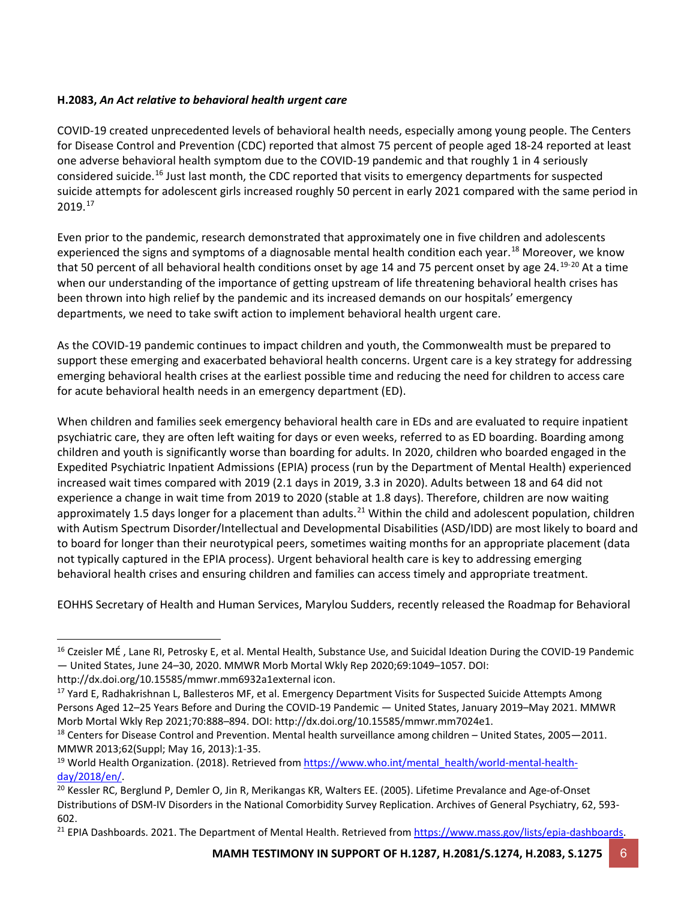**H.2083,** ***An Act relative to behavioral health urgent care***

COVID-19 created unprecedented levels of behavioral health needs, especially among young people. The Centers for Disease Control and Prevention (CDC) reported that almost 75 percent of people aged 18-24 reported at least one adverse behavioral health symptom due to the COVID-19 pandemic and that roughly 1 in 4 seriously considered suicide.[16] Just last month, the CDC reported that visits to emergency departments for suspected suicide attempts for adolescent girls increased roughly 50 percent in early 2021 compared with the same period in 2019.[17]

Even prior to the pandemic, research demonstrated that approximately one in five children and adolescents experienced the signs and symptoms of a diagnosable mental health condition each year.[18] Moreover, we know that 50 percent of all behavioral health conditions onset by age 14 and 75 percent onset by age 24.[19-20] At a time when our understanding of the importance of getting upstream of life threatening behavioral health crises has been thrown into high relief by the pandemic and its increased demands on our hospitals' emergency departments, we need to take swift action to implement behavioral health urgent care.

As the COVID-19 pandemic continues to impact children and youth, the Commonwealth must be prepared to support these emerging and exacerbated behavioral health concerns. Urgent care is a key strategy for addressing emerging behavioral health crises at the earliest possible time and reducing the need for children to access care for acute behavioral health needs in an emergency department (ED).

When children and families seek emergency behavioral health care in EDs and are evaluated to require inpatient psychiatric care, they are often left waiting for days or even weeks, referred to as ED boarding. Boarding among children and youth is significantly worse than boarding for adults. In 2020, children who boarded engaged in the Expedited Psychiatric Inpatient Admissions (EPIA) process (run by the Department of Mental Health) experienced increased wait times compared with 2019 (2.1 days in 2019, 3.3 in 2020). Adults between 18 and 64 did not experience a change in wait time from 2019 to 2020 (stable at 1.8 days). Therefore, children are now waiting approximately 1.5 days longer for a placement than adults.[21] Within the child and adolescent population, children with Autism Spectrum Disorder/Intellectual and Developmental Disabilities (ASD/IDD) are most likely to board and to board for longer than their neurotypical peers, sometimes waiting months for an appropriate placement (data not typically captured in the EPIA process). Urgent behavioral health care is key to addressing emerging behavioral health crises and ensuring children and families can access timely and appropriate treatment.

EOHHS Secretary of Health and Human Services, Marylou Sudders, recently released the Roadmap for Behavioral

---

[16] Czeisler MÉ , Lane RI, Petrosky E, et al. Mental Health, Substance Use, and Suicidal Ideation During the COVID-19 Pandemic — United States, June 24–30, 2020. MMWR Morb Mortal Wkly Rep 2020;69:1049–1057. DOI: http://dx.doi.org/10.15585/mmwr.mm6932a1external icon.

[17] Yard E, Radhakrishnan L, Ballesteros MF, et al. Emergency Department Visits for Suspected Suicide Attempts Among Persons Aged 12–25 Years Before and During the COVID-19 Pandemic — United States, January 2019–May 2021. MMWR Morb Mortal Wkly Rep 2021;70:888–894. DOI: http://dx.doi.org/10.15585/mmwr.mm7024e1.

[18] Centers for Disease Control and Prevention. Mental health surveillance among children – United States, 2005—2011. MMWR 2013;62(Suppl; May 16, 2013):1-35.

[19] World Health Organization. (2018). Retrieved from https://www.who.int/mental_health/world-mental-health-day/2018/en/.

[20] Kessler RC, Berglund P, Demler O, Jin R, Merikangas KR, Walters EE. (2005). Lifetime Prevalance and Age-of-Onset Distributions of DSM-IV Disorders in the National Comorbidity Survey Replication. Archives of General Psychiatry, 62, 593-602.

[21] EPIA Dashboards. 2021. The Department of Mental Health. Retrieved from https://www.mass.gov/lists/epia-dashboards.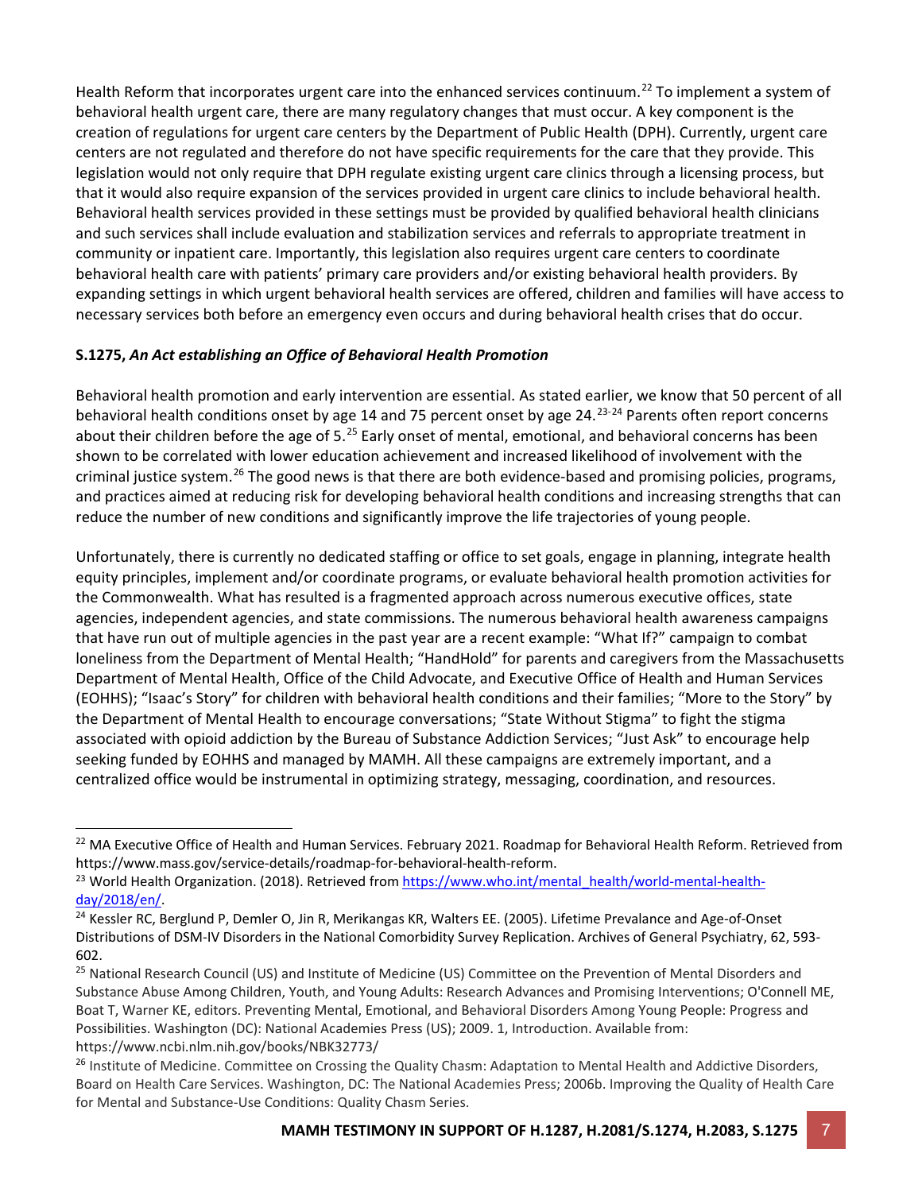Health Reform that incorporates urgent care into the enhanced services continuum.[22] To implement a system of behavioral health urgent care, there are many regulatory changes that must occur. A key component is the creation of regulations for urgent care centers by the Department of Public Health (DPH). Currently, urgent care centers are not regulated and therefore do not have specific requirements for the care that they provide. This legislation would not only require that DPH regulate existing urgent care clinics through a licensing process, but that it would also require expansion of the services provided in urgent care clinics to include behavioral health. Behavioral health services provided in these settings must be provided by qualified behavioral health clinicians and such services shall include evaluation and stabilization services and referrals to appropriate treatment in community or inpatient care. Importantly, this legislation also requires urgent care centers to coordinate behavioral health care with patients' primary care providers and/or existing behavioral health providers. By expanding settings in which urgent behavioral health services are offered, children and families will have access to necessary services both before an emergency even occurs and during behavioral health crises that do occur.

**S.1275, *An Act establishing an Office of Behavioral Health Promotion***

Behavioral health promotion and early intervention are essential. As stated earlier, we know that 50 percent of all behavioral health conditions onset by age 14 and 75 percent onset by age 24.[23-24] Parents often report concerns about their children before the age of 5.[25] Early onset of mental, emotional, and behavioral concerns has been shown to be correlated with lower education achievement and increased likelihood of involvement with the criminal justice system.[26] The good news is that there are both evidence-based and promising policies, programs, and practices aimed at reducing risk for developing behavioral health conditions and increasing strengths that can reduce the number of new conditions and significantly improve the life trajectories of young people.

Unfortunately, there is currently no dedicated staffing or office to set goals, engage in planning, integrate health equity principles, implement and/or coordinate programs, or evaluate behavioral health promotion activities for the Commonwealth. What has resulted is a fragmented approach across numerous executive offices, state agencies, independent agencies, and state commissions. The numerous behavioral health awareness campaigns that have run out of multiple agencies in the past year are a recent example: "What If?" campaign to combat loneliness from the Department of Mental Health; "HandHold" for parents and caregivers from the Massachusetts Department of Mental Health, Office of the Child Advocate, and Executive Office of Health and Human Services (EOHHS); "Isaac's Story" for children with behavioral health conditions and their families; "More to the Story" by the Department of Mental Health to encourage conversations; "State Without Stigma" to fight the stigma associated with opioid addiction by the Bureau of Substance Addiction Services; "Just Ask" to encourage help seeking funded by EOHHS and managed by MAMH. All these campaigns are extremely important, and a centralized office would be instrumental in optimizing strategy, messaging, coordination, and resources.

---

[22] MA Executive Office of Health and Human Services. February 2021. Roadmap for Behavioral Health Reform. Retrieved from https://www.mass.gov/service-details/roadmap-for-behavioral-health-reform.

[23] World Health Organization. (2018). Retrieved from https://www.who.int/mental_health/world-mental-health-day/2018/en/.

[24] Kessler RC, Berglund P, Demler O, Jin R, Merikangas KR, Walters EE. (2005). Lifetime Prevalance and Age-of-Onset Distributions of DSM-IV Disorders in the National Comorbidity Survey Replication. Archives of General Psychiatry, 62, 593-602.

[25] National Research Council (US) and Institute of Medicine (US) Committee on the Prevention of Mental Disorders and Substance Abuse Among Children, Youth, and Young Adults: Research Advances and Promising Interventions; O'Connell ME, Boat T, Warner KE, editors. Preventing Mental, Emotional, and Behavioral Disorders Among Young People: Progress and Possibilities. Washington (DC): National Academies Press (US); 2009. 1, Introduction. Available from: https://www.ncbi.nlm.nih.gov/books/NBK32773/

[26] Institute of Medicine. Committee on Crossing the Quality Chasm: Adaptation to Mental Health and Addictive Disorders, Board on Health Care Services. Washington, DC: The National Academies Press; 2006b. Improving the Quality of Health Care for Mental and Substance-Use Conditions: Quality Chasm Series.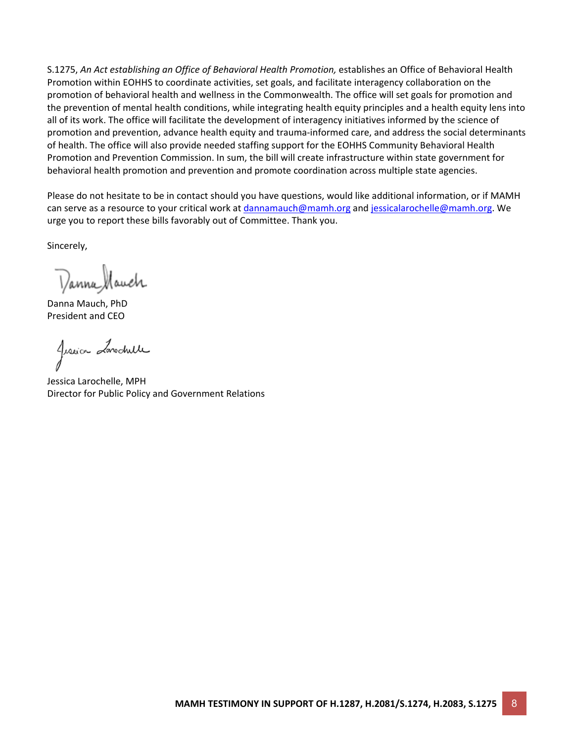S.1275, *An Act establishing an Office of Behavioral Health Promotion,* establishes an Office of Behavioral Health Promotion within EOHHS to coordinate activities, set goals, and facilitate interagency collaboration on the promotion of behavioral health and wellness in the Commonwealth. The office will set goals for promotion and the prevention of mental health conditions, while integrating health equity principles and a health equity lens into all of its work. The office will facilitate the development of interagency initiatives informed by the science of promotion and prevention, advance health equity and trauma-informed care, and address the social determinants of health. The office will also provide needed staffing support for the EOHHS Community Behavioral Health Promotion and Prevention Commission. In sum, the bill will create infrastructure within state government for behavioral health promotion and prevention and promote coordination across multiple state agencies.

Please do not hesitate to be in contact should you have questions, would like additional information, or if MAMH can serve as a resource to your critical work at dannamauch@mamh.org and jessicalarochelle@mamh.org. We urge you to report these bills favorably out of Committee. Thank you.

Sincerely,

Danna Mauch, PhD
President and CEO

Jessica Larochelle, MPH
Director for Public Policy and Government Relations